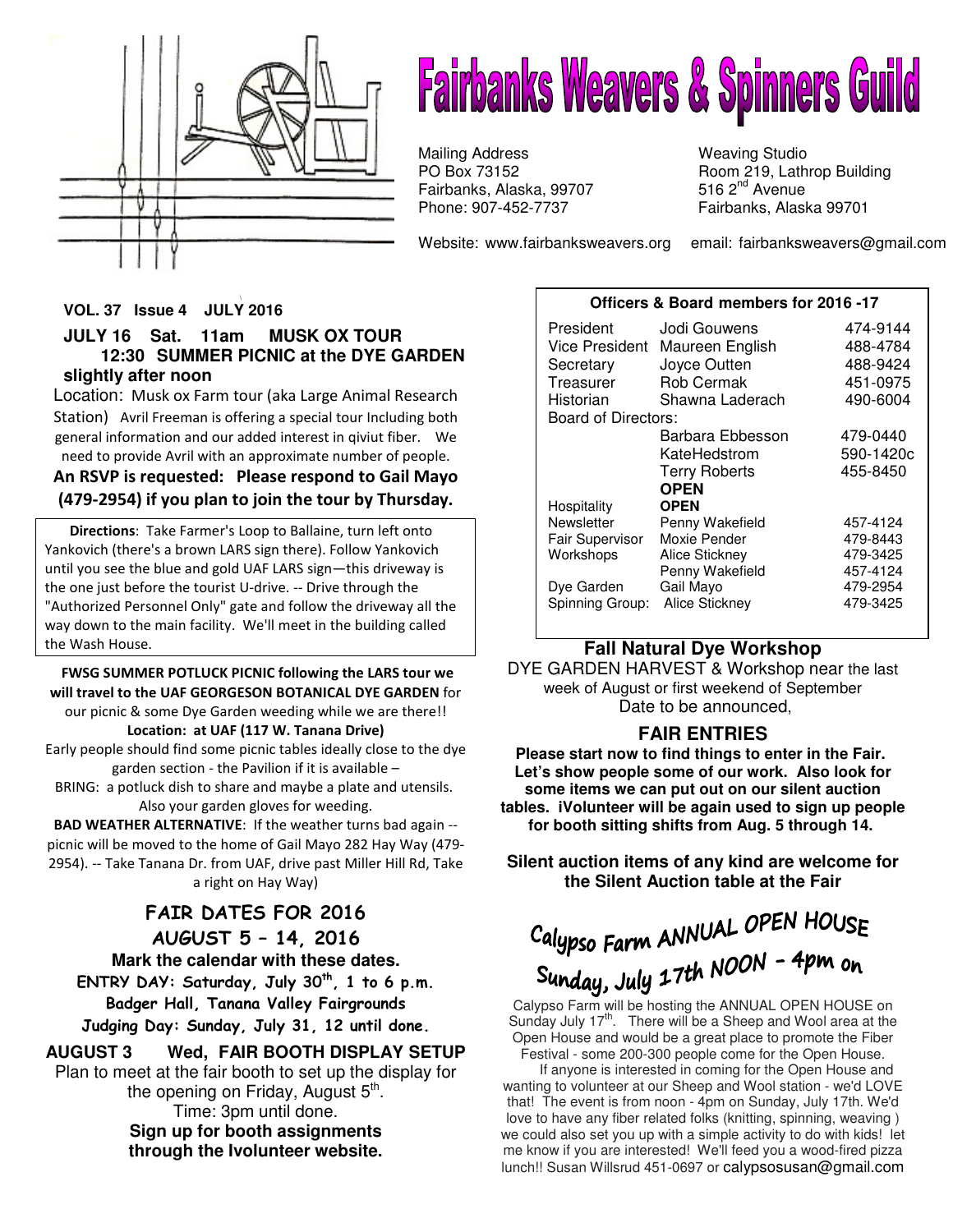# Fairbanks Weavers & Spinners Guild

Mailing Address
PO Box 73152
Fairbanks, Alaska, 99707
Phone: 907-452-7737

Weaving Studio
Room 219, Lathrop Building
516 2nd Avenue
Fairbanks, Alaska 99701

Website: www.fairbanksweavers.org    email: fairbanksweavers@gmail.com

**VOL. 37 Issue 4 JULY 2016**

## JULY 16 Sat. 11am MUSK OX TOUR
## 12:30 SUMMER PICNIC at the DYE GARDEN slightly after noon

Location: Musk ox Farm tour (aka Large Animal Research Station) Avril Freeman is offering a special tour Including both general information and our added interest in qiviut fiber. We need to provide Avril with an approximate number of people.

**An RSVP is requested: Please respond to Gail Mayo (479-2954) if you plan to join the tour by Thursday.**

**Directions**: Take Farmer's Loop to Ballaine, turn left onto Yankovich (there's a brown LARS sign there). Follow Yankovich until you see the blue and gold UAF LARS sign—this driveway is the one just before the tourist U-drive. -- Drive through the "Authorized Personnel Only" gate and follow the driveway all the way down to the main facility. We'll meet in the building called the Wash House.

**FWSG SUMMER POTLUCK PICNIC following the LARS tour we will travel to the UAF GEORGESON BOTANICAL DYE GARDEN** for our picnic & some Dye Garden weeding while we are there!!

**Location: at UAF (117 W. Tanana Drive)**

Early people should find some picnic tables ideally close to the dye garden section - the Pavilion if it is available –

BRING: a potluck dish to share and maybe a plate and utensils. Also your garden gloves for weeding.

**BAD WEATHER ALTERNATIVE**: If the weather turns bad again -- picnic will be moved to the home of Gail Mayo 282 Hay Way (479-2954). -- Take Tanana Dr. from UAF, drive past Miller Hill Rd, Take a right on Hay Way)

## FAIR DATES FOR 2016
## AUGUST 5 – 14, 2016

**Mark the calendar with these dates.**

**ENTRY DAY: Saturday, July 30th, 1 to 6 p.m.**

**Badger Hall, Tanana Valley Fairgrounds**

**Judging Day: Sunday, July 31, 12 until done.**

## AUGUST 3 Wed, FAIR BOOTH DISPLAY SETUP

Plan to meet at the fair booth to set up the display for the opening on Friday, August 5th.

Time: 3pm until done.

**Sign up for booth assignments through the Ivolunteer website.**

### Officers & Board members for 2016 -17

| | | |
|---|---|---|
| President | Jodi Gouwens | 474-9144 |
| Vice President | Maureen English | 488-4784 |
| Secretary | Joyce Outten | 488-9424 |
| Treasurer | Rob Cermak | 451-0975 |
| Historian | Shawna Laderach | 490-6004 |
| Board of Directors: | | |
| | Barbara Ebbesson | 479-0440 |
| | KateHedstrom | 590-1420c |
| | Terry Roberts | 455-8450 |
| | **OPEN** | |
| Hospitality | **OPEN** | |
| Newsletter | Penny Wakefield | 457-4124 |
| Fair Supervisor | Moxie Pender | 479-8443 |
| Workshops | Alice Stickney | 479-3425 |
| | Penny Wakefield | 457-4124 |
| Dye Garden | Gail Mayo | 479-2954 |
| Spinning Group: | Alice Stickney | 479-3425 |

## Fall Natural Dye Workshop

DYE GARDEN HARVEST & Workshop near the last week of August or first weekend of September
Date to be announced,

## FAIR ENTRIES

**Please start now to find things to enter in the Fair. Let's show people some of our work. Also look for some items we can put out on our silent auction tables. iVolunteer will be again used to sign up people for booth sitting shifts from Aug. 5 through 14.**

**Silent auction items of any kind are welcome for the Silent Auction table at the Fair**

## Calypso Farm ANNUAL OPEN HOUSE Sunday, July 17th NOON - 4pm on

Calypso Farm will be hosting the ANNUAL OPEN HOUSE on Sunday July 17th. There will be a Sheep and Wool area at the Open House and would be a great place to promote the Fiber Festival - some 200-300 people come for the Open House.

If anyone is interested in coming for the Open House and wanting to volunteer at our Sheep and Wool station - we'd LOVE that! The event is from noon - 4pm on Sunday, July 17th. We'd love to have any fiber related folks (knitting, spinning, weaving ) we could also set you up with a simple activity to do with kids! let me know if you are interested! We'll feed you a wood-fired pizza lunch!! Susan Willsrud 451-0697 or calypsosusan@gmail.com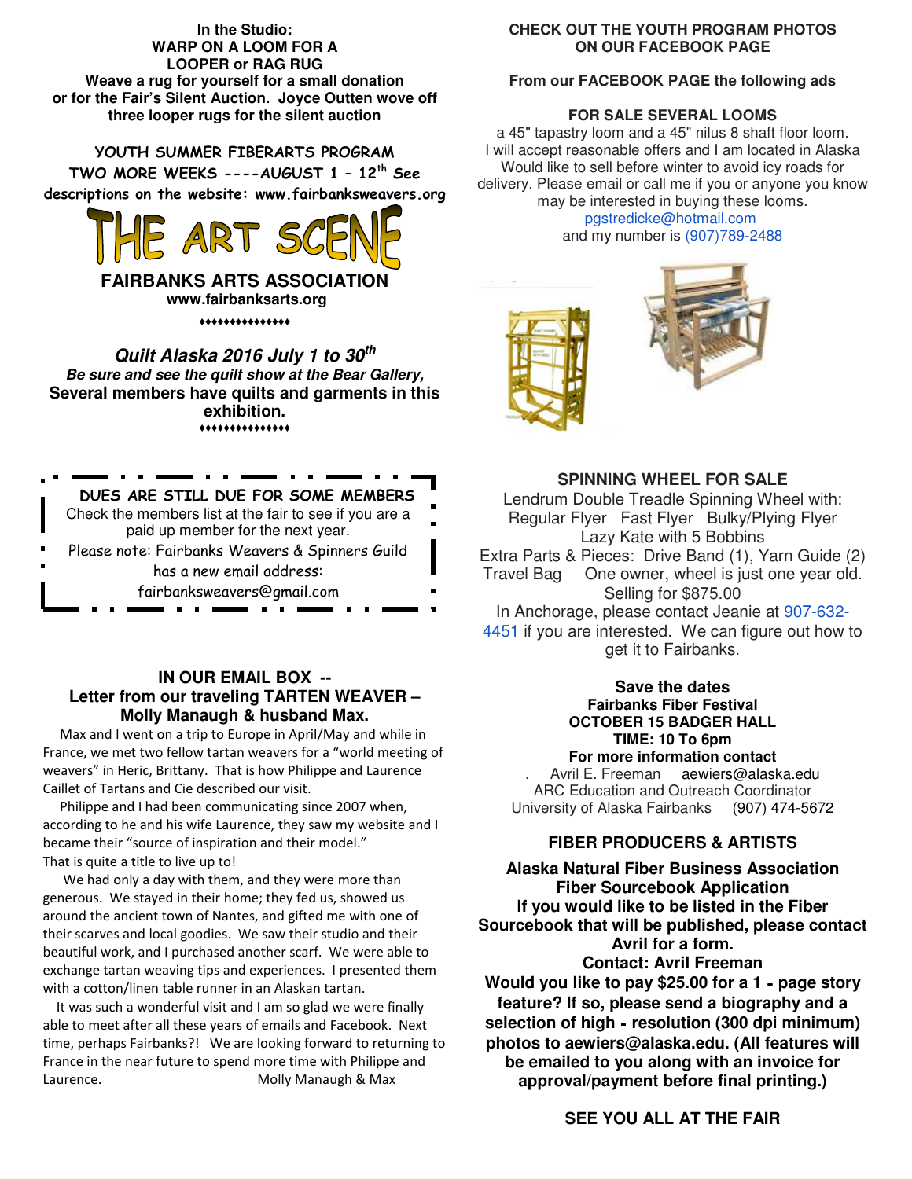**In the Studio:**
**WARP ON A LOOM FOR A LOOPER or RAG RUG**
**Weave a rug for yourself for a small donation or for the Fair's Silent Auction. Joyce Outten wove off three looper rugs for the silent auction**

**YOUTH SUMMER FIBERARTS PROGRAM**
**TWO MORE WEEKS ----AUGUST 1 – 12th See descriptions on the website: www.fairbanksweavers.org**

# THE ART SCENE

**FAIRBANKS ARTS ASSOCIATION**
**www.fairbanksarts.org**

♦♦♦♦♦♦♦♦♦♦♦♦♦♦♦

***Quilt Alaska 2016 July 1 to 30th***
***Be sure and see the quilt show at the Bear Gallery,***
**Several members have quilts and garments in this exhibition.**

♦♦♦♦♦♦♦♦♦♦♦♦♦♦♦

**DUES ARE STILL DUE FOR SOME MEMBERS**
Check the members list at the fair to see if you are a paid up member for the next year.
Please note: Fairbanks Weavers & Spinners Guild has a new email address:
fairbanksweavers@gmail.com

## IN OUR EMAIL BOX -- Letter from our traveling TARTEN WEAVER – Molly Manaugh & husband Max.

Max and I went on a trip to Europe in April/May and while in France, we met two fellow tartan weavers for a "world meeting of weavers" in Heric, Brittany. That is how Philippe and Laurence Caillet of Tartans and Cie described our visit.

Philippe and I had been communicating since 2007 when, according to he and his wife Laurence, they saw my website and I became their "source of inspiration and their model." That is quite a title to live up to!

We had only a day with them, and they were more than generous. We stayed in their home; they fed us, showed us around the ancient town of Nantes, and gifted me with one of their scarves and local goodies. We saw their studio and their beautiful work, and I purchased another scarf. We were able to exchange tartan weaving tips and experiences. I presented them with a cotton/linen table runner in an Alaskan tartan.

It was such a wonderful visit and I am so glad we were finally able to meet after all these years of emails and Facebook. Next time, perhaps Fairbanks?! We are looking forward to returning to France in the near future to spend more time with Philippe and Laurence. Molly Manaugh & Max

**CHECK OUT THE YOUTH PROGRAM PHOTOS ON OUR FACEBOOK PAGE**

**From our FACEBOOK PAGE the following ads**

**FOR SALE SEVERAL LOOMS**

a 45" tapastry loom and a 45" nilus 8 shaft floor loom.
I will accept reasonable offers and I am located in Alaska
Would like to sell before winter to avoid icy roads for delivery. Please email or call me if you or anyone you know may be interested in buying these looms.
pgstredicke@hotmail.com
and my number is (907)789-2488

**SPINNING WHEEL FOR SALE**

Lendrum Double Treadle Spinning Wheel with:
Regular Flyer Fast Flyer Bulky/Plying Flyer
Lazy Kate with 5 Bobbins
Extra Parts & Pieces: Drive Band (1), Yarn Guide (2)
Travel Bag One owner, wheel is just one year old.
Selling for $875.00
In Anchorage, please contact Jeanie at 907-632-4451 if you are interested. We can figure out how to get it to Fairbanks.

**Save the dates**
**Fairbanks Fiber Festival**
**OCTOBER 15 BADGER HALL**
**TIME: 10 To 6pm**
**For more information contact**
Avril E. Freeman aewiers@alaska.edu
ARC Education and Outreach Coordinator
University of Alaska Fairbanks (907) 474-5672

**FIBER PRODUCERS & ARTISTS**

**Alaska Natural Fiber Business Association**
**Fiber Sourcebook Application**
**If you would like to be listed in the Fiber Sourcebook that will be published, please contact Avril for a form.**
**Contact: Avril Freeman**
**Would you like to pay $25.00 for a 1 - page story feature? If so, please send a biography and a selection of high - resolution (300 dpi minimum) photos to aewiers@alaska.edu. (All features will be emailed to you along with an invoice for approval/payment before final printing.)**

**SEE YOU ALL AT THE FAIR**